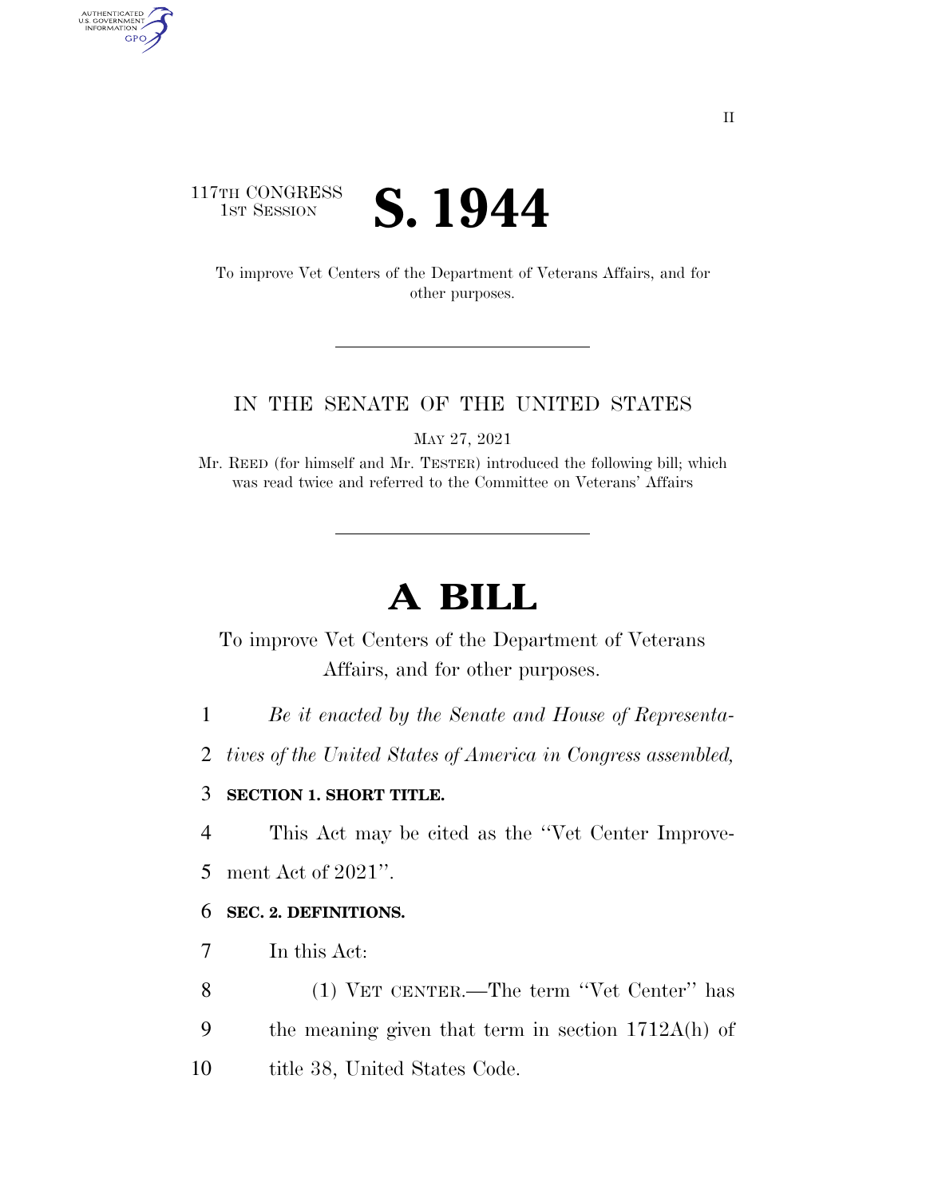II

117TH CONGRESS
1ST SESSION

# S. 1944

To improve Vet Centers of the Department of Veterans Affairs, and for other purposes.

IN THE SENATE OF THE UNITED STATES

MAY 27, 2021

Mr. REED (for himself and Mr. TESTER) introduced the following bill; which was read twice and referred to the Committee on Veterans' Affairs

# A BILL

To improve Vet Centers of the Department of Veterans Affairs, and for other purposes.

1 *Be it enacted by the Senate and House of Representa-*
2 *tives of the United States of America in Congress assembled,*

3 **SECTION 1. SHORT TITLE.**

4 This Act may be cited as the "Vet Center Improve-
5 ment Act of 2021".

6 **SEC. 2. DEFINITIONS.**

7 In this Act:

8 (1) VET CENTER.—The term "Vet Center" has
9 the meaning given that term in section 1712A(h) of
10 title 38, United States Code.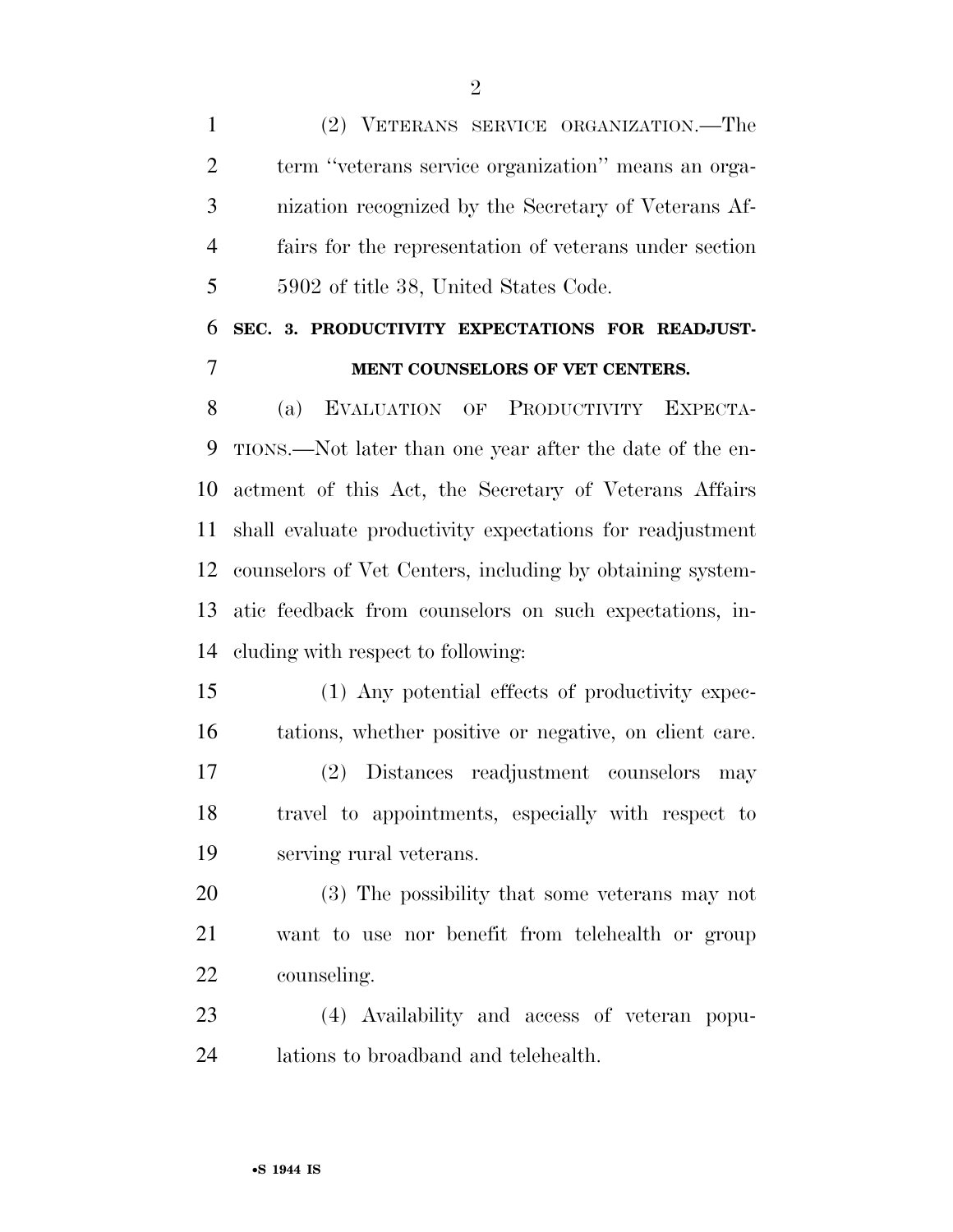(2) VETERANS SERVICE ORGANIZATION.—The term ''veterans service organization'' means an organization recognized by the Secretary of Veterans Affairs for the representation of veterans under section 5902 of title 38, United States Code.

## SEC. 3. PRODUCTIVITY EXPECTATIONS FOR READJUSTMENT COUNSELORS OF VET CENTERS.

(a) EVALUATION OF PRODUCTIVITY EXPECTATIONS.—Not later than one year after the date of the enactment of this Act, the Secretary of Veterans Affairs shall evaluate productivity expectations for readjustment counselors of Vet Centers, including by obtaining systematic feedback from counselors on such expectations, including with respect to following:

(1) Any potential effects of productivity expectations, whether positive or negative, on client care.

(2) Distances readjustment counselors may travel to appointments, especially with respect to serving rural veterans.

(3) The possibility that some veterans may not want to use nor benefit from telehealth or group counseling.

(4) Availability and access of veteran populations to broadband and telehealth.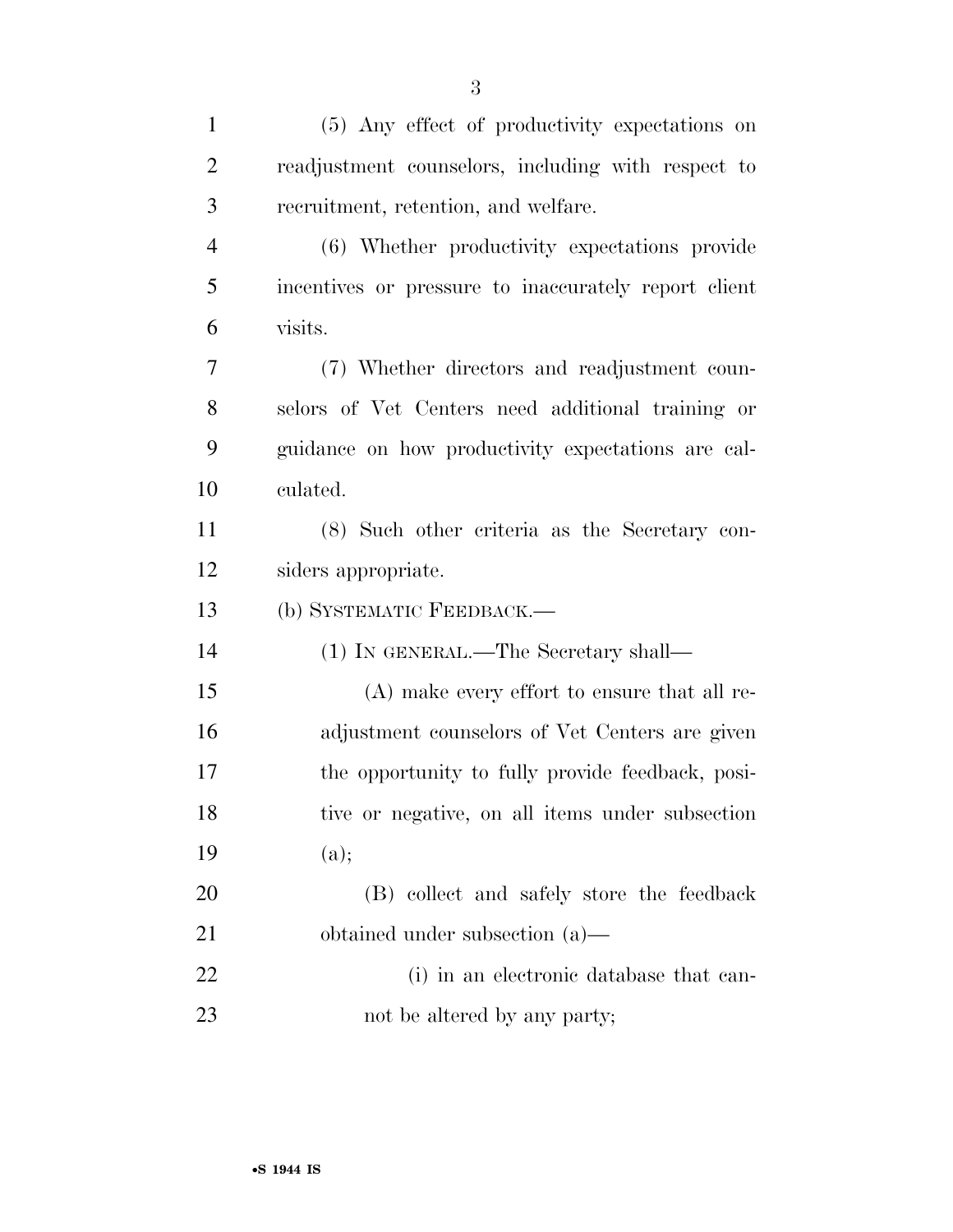(5) Any effect of productivity expectations on readjustment counselors, including with respect to recruitment, retention, and welfare.

(6) Whether productivity expectations provide incentives or pressure to inaccurately report client visits.

(7) Whether directors and readjustment counselors of Vet Centers need additional training or guidance on how productivity expectations are calculated.

(8) Such other criteria as the Secretary considers appropriate.

(b) SYSTEMATIC FEEDBACK.—

(1) IN GENERAL.—The Secretary shall—

(A) make every effort to ensure that all readjustment counselors of Vet Centers are given the opportunity to fully provide feedback, positive or negative, on all items under subsection (a);

(B) collect and safely store the feedback obtained under subsection (a)—

(i) in an electronic database that cannot be altered by any party;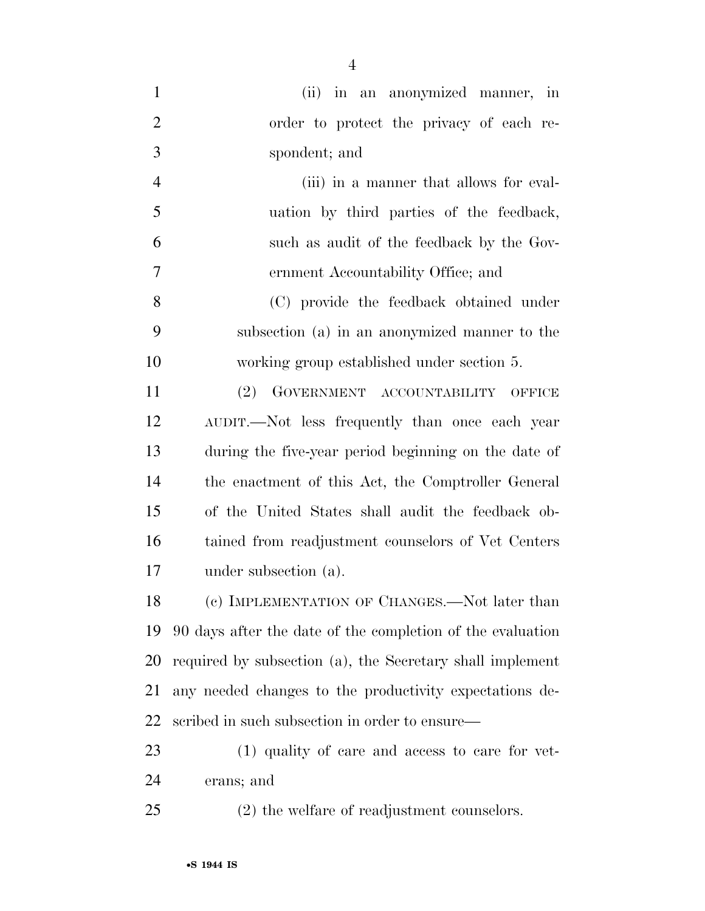(ii) in an anonymized manner, in order to protect the privacy of each respondent; and

(iii) in a manner that allows for evaluation by third parties of the feedback, such as audit of the feedback by the Government Accountability Office; and

(C) provide the feedback obtained under subsection (a) in an anonymized manner to the working group established under section 5.

(2) GOVERNMENT ACCOUNTABILITY OFFICE AUDIT.—Not less frequently than once each year during the five-year period beginning on the date of the enactment of this Act, the Comptroller General of the United States shall audit the feedback obtained from readjustment counselors of Vet Centers under subsection (a).

(c) IMPLEMENTATION OF CHANGES.—Not later than 90 days after the date of the completion of the evaluation required by subsection (a), the Secretary shall implement any needed changes to the productivity expectations described in such subsection in order to ensure—

(1) quality of care and access to care for veterans; and

(2) the welfare of readjustment counselors.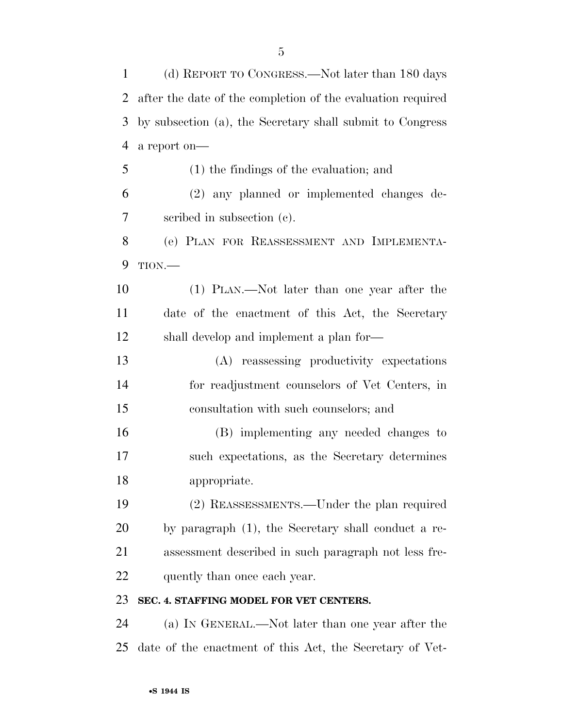(d) REPORT TO CONGRESS.—Not later than 180 days after the date of the completion of the evaluation required by subsection (a), the Secretary shall submit to Congress a report on—

(1) the findings of the evaluation; and

(2) any planned or implemented changes described in subsection (c).

(e) PLAN FOR REASSESSMENT AND IMPLEMENTATION.—

(1) PLAN.—Not later than one year after the date of the enactment of this Act, the Secretary shall develop and implement a plan for—

(A) reassessing productivity expectations for readjustment counselors of Vet Centers, in consultation with such counselors; and

(B) implementing any needed changes to such expectations, as the Secretary determines appropriate.

(2) REASSESSMENTS.—Under the plan required by paragraph (1), the Secretary shall conduct a reassessment described in such paragraph not less frequently than once each year.

**SEC. 4. STAFFING MODEL FOR VET CENTERS.**

(a) IN GENERAL.—Not later than one year after the date of the enactment of this Act, the Secretary of Vet-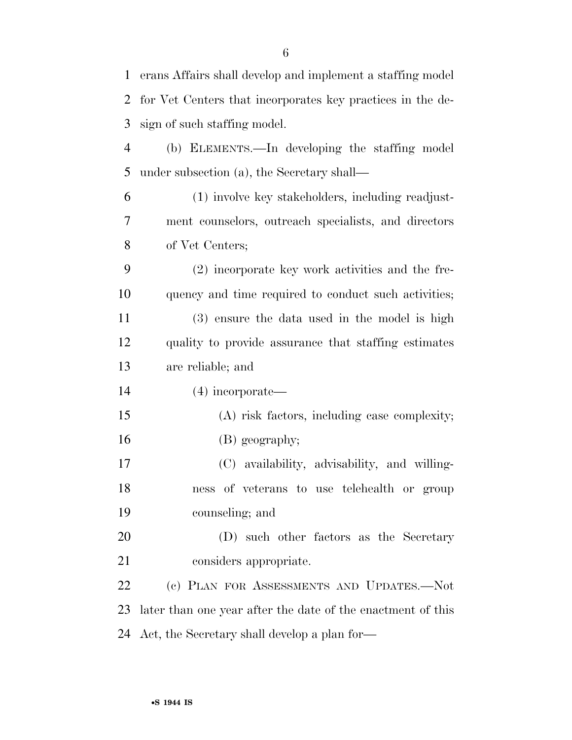erans Affairs shall develop and implement a staffing model for Vet Centers that incorporates key practices in the design of such staffing model.

(b) ELEMENTS.—In developing the staffing model under subsection (a), the Secretary shall—

(1) involve key stakeholders, including readjustment counselors, outreach specialists, and directors of Vet Centers;

(2) incorporate key work activities and the frequency and time required to conduct such activities;

(3) ensure the data used in the model is high quality to provide assurance that staffing estimates are reliable; and

(4) incorporate—

(A) risk factors, including case complexity;

(B) geography;

(C) availability, advisability, and willingness of veterans to use telehealth or group counseling; and

(D) such other factors as the Secretary considers appropriate.

(c) PLAN FOR ASSESSMENTS AND UPDATES.—Not later than one year after the date of the enactment of this Act, the Secretary shall develop a plan for—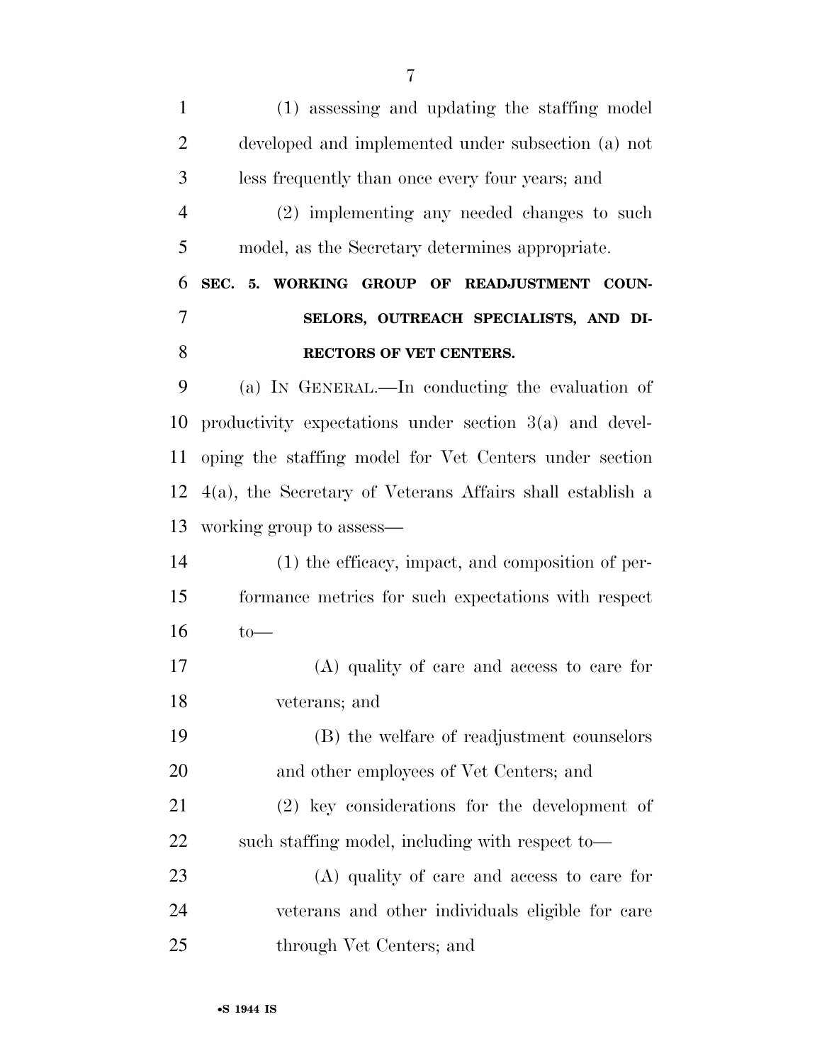(1) assessing and updating the staffing model developed and implemented under subsection (a) not less frequently than once every four years; and

(2) implementing any needed changes to such model, as the Secretary determines appropriate.

### SEC. 5. WORKING GROUP OF READJUSTMENT COUNSELORS, OUTREACH SPECIALISTS, AND DIRECTORS OF VET CENTERS.

(a) IN GENERAL.—In conducting the evaluation of productivity expectations under section 3(a) and developing the staffing model for Vet Centers under section 4(a), the Secretary of Veterans Affairs shall establish a working group to assess—

(1) the efficacy, impact, and composition of performance metrics for such expectations with respect to—

(A) quality of care and access to care for veterans; and

(B) the welfare of readjustment counselors and other employees of Vet Centers; and

(2) key considerations for the development of such staffing model, including with respect to—

(A) quality of care and access to care for veterans and other individuals eligible for care through Vet Centers; and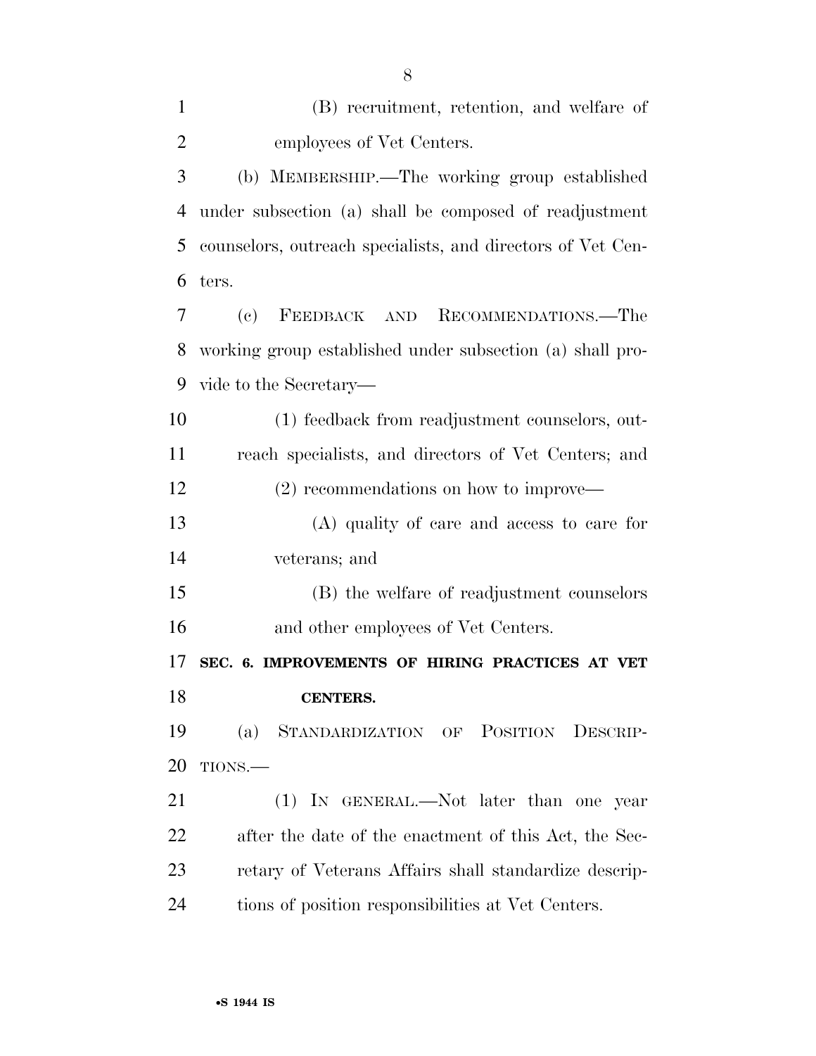(B) recruitment, retention, and welfare of employees of Vet Centers.

(b) MEMBERSHIP.—The working group established under subsection (a) shall be composed of readjustment counselors, outreach specialists, and directors of Vet Centers.

(c) FEEDBACK AND RECOMMENDATIONS.—The working group established under subsection (a) shall provide to the Secretary—

(1) feedback from readjustment counselors, outreach specialists, and directors of Vet Centers; and

(2) recommendations on how to improve—

(A) quality of care and access to care for veterans; and

(B) the welfare of readjustment counselors and other employees of Vet Centers.

**SEC. 6. IMPROVEMENTS OF HIRING PRACTICES AT VET CENTERS.**

(a) STANDARDIZATION OF POSITION DESCRIPTIONS.—

(1) IN GENERAL.—Not later than one year after the date of the enactment of this Act, the Secretary of Veterans Affairs shall standardize descriptions of position responsibilities at Vet Centers.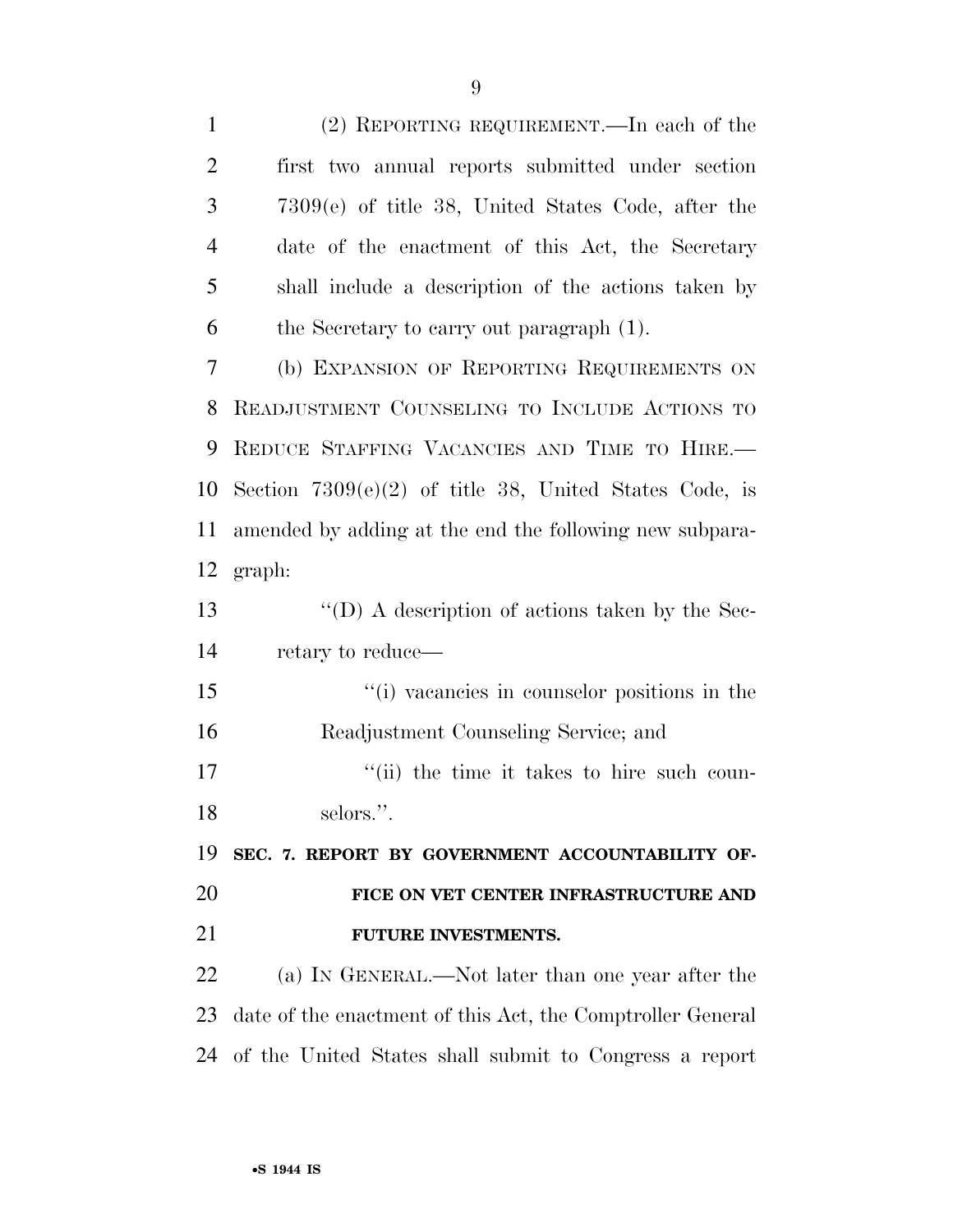(2) REPORTING REQUIREMENT.—In each of the first two annual reports submitted under section 7309(e) of title 38, United States Code, after the date of the enactment of this Act, the Secretary shall include a description of the actions taken by the Secretary to carry out paragraph (1).

(b) EXPANSION OF REPORTING REQUIREMENTS ON READJUSTMENT COUNSELING TO INCLUDE ACTIONS TO REDUCE STAFFING VACANCIES AND TIME TO HIRE.—Section 7309(e)(2) of title 38, United States Code, is amended by adding at the end the following new subparagraph:

"(D) A description of actions taken by the Secretary to reduce—

"(i) vacancies in counselor positions in the Readjustment Counseling Service; and

"(ii) the time it takes to hire such counselors.".

**SEC. 7. REPORT BY GOVERNMENT ACCOUNTABILITY OFFICE ON VET CENTER INFRASTRUCTURE AND FUTURE INVESTMENTS.**

(a) IN GENERAL.—Not later than one year after the date of the enactment of this Act, the Comptroller General of the United States shall submit to Congress a report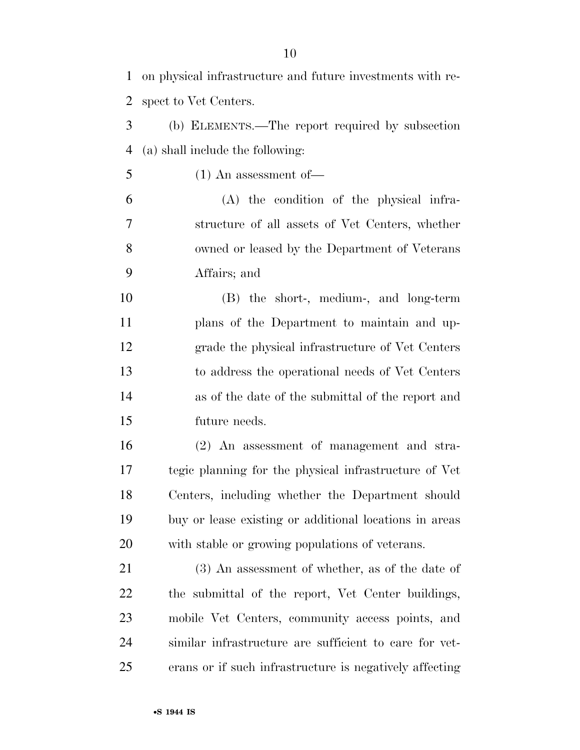on physical infrastructure and future investments with respect to Vet Centers.

(b) ELEMENTS.—The report required by subsection (a) shall include the following:

(1) An assessment of—

(A) the condition of the physical infrastructure of all assets of Vet Centers, whether owned or leased by the Department of Veterans Affairs; and

(B) the short-, medium-, and long-term plans of the Department to maintain and upgrade the physical infrastructure of Vet Centers to address the operational needs of Vet Centers as of the date of the submittal of the report and future needs.

(2) An assessment of management and strategic planning for the physical infrastructure of Vet Centers, including whether the Department should buy or lease existing or additional locations in areas with stable or growing populations of veterans.

(3) An assessment of whether, as of the date of the submittal of the report, Vet Center buildings, mobile Vet Centers, community access points, and similar infrastructure are sufficient to care for veterans or if such infrastructure is negatively affecting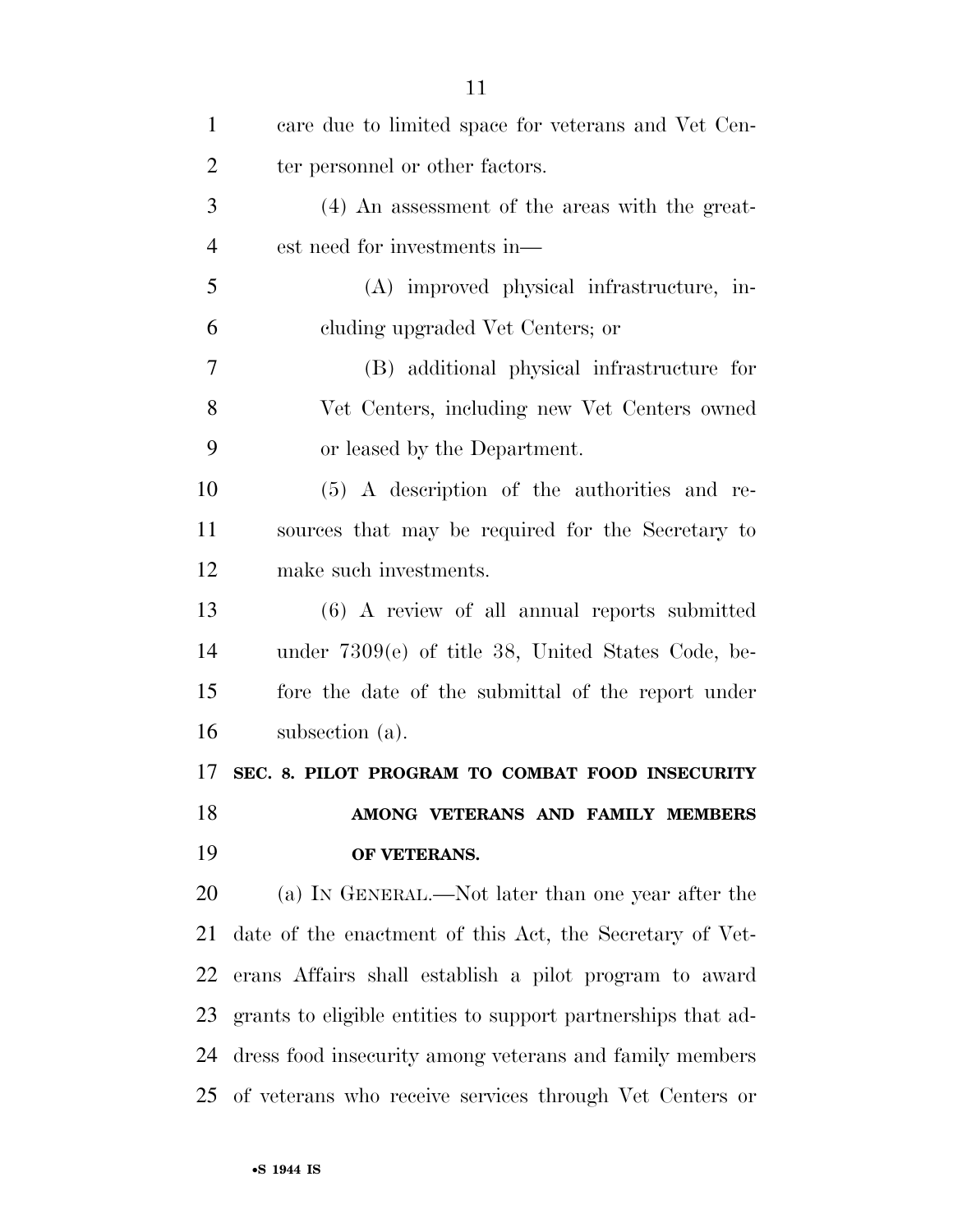care due to limited space for veterans and Vet Center personnel or other factors.

(4) An assessment of the areas with the greatest need for investments in—

(A) improved physical infrastructure, including upgraded Vet Centers; or

(B) additional physical infrastructure for Vet Centers, including new Vet Centers owned or leased by the Department.

(5) A description of the authorities and resources that may be required for the Secretary to make such investments.

(6) A review of all annual reports submitted under 7309(e) of title 38, United States Code, before the date of the submittal of the report under subsection (a).

## SEC. 8. PILOT PROGRAM TO COMBAT FOOD INSECURITY AMONG VETERANS AND FAMILY MEMBERS OF VETERANS.

(a) IN GENERAL.—Not later than one year after the date of the enactment of this Act, the Secretary of Veterans Affairs shall establish a pilot program to award grants to eligible entities to support partnerships that address food insecurity among veterans and family members of veterans who receive services through Vet Centers or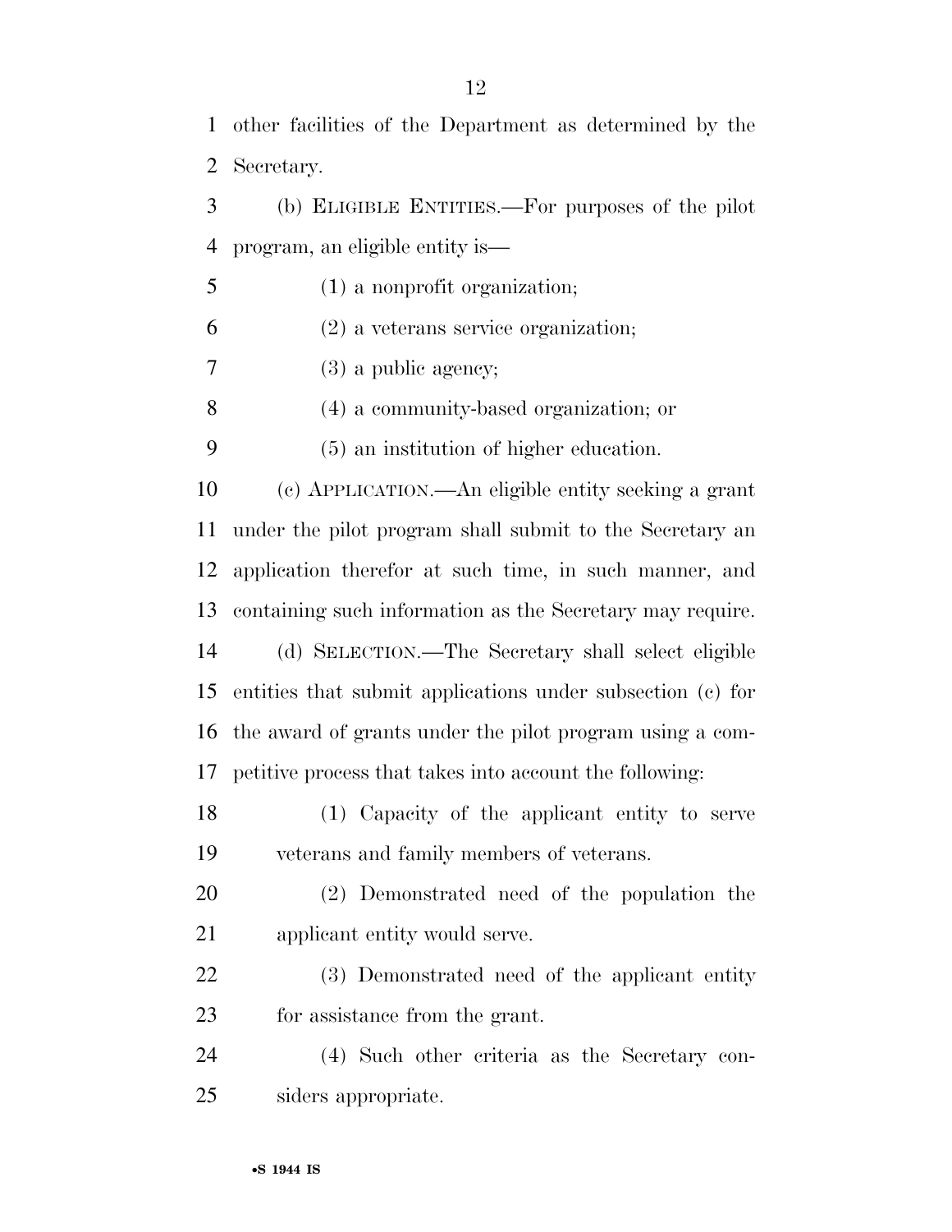other facilities of the Department as determined by the Secretary.

(b) ELIGIBLE ENTITIES.—For purposes of the pilot program, an eligible entity is—

(1) a nonprofit organization;

(2) a veterans service organization;

(3) a public agency;

(4) a community-based organization; or

(5) an institution of higher education.

(c) APPLICATION.—An eligible entity seeking a grant under the pilot program shall submit to the Secretary an application therefor at such time, in such manner, and containing such information as the Secretary may require.

(d) SELECTION.—The Secretary shall select eligible entities that submit applications under subsection (c) for the award of grants under the pilot program using a competitive process that takes into account the following:

(1) Capacity of the applicant entity to serve veterans and family members of veterans.

(2) Demonstrated need of the population the applicant entity would serve.

(3) Demonstrated need of the applicant entity for assistance from the grant.

(4) Such other criteria as the Secretary considers appropriate.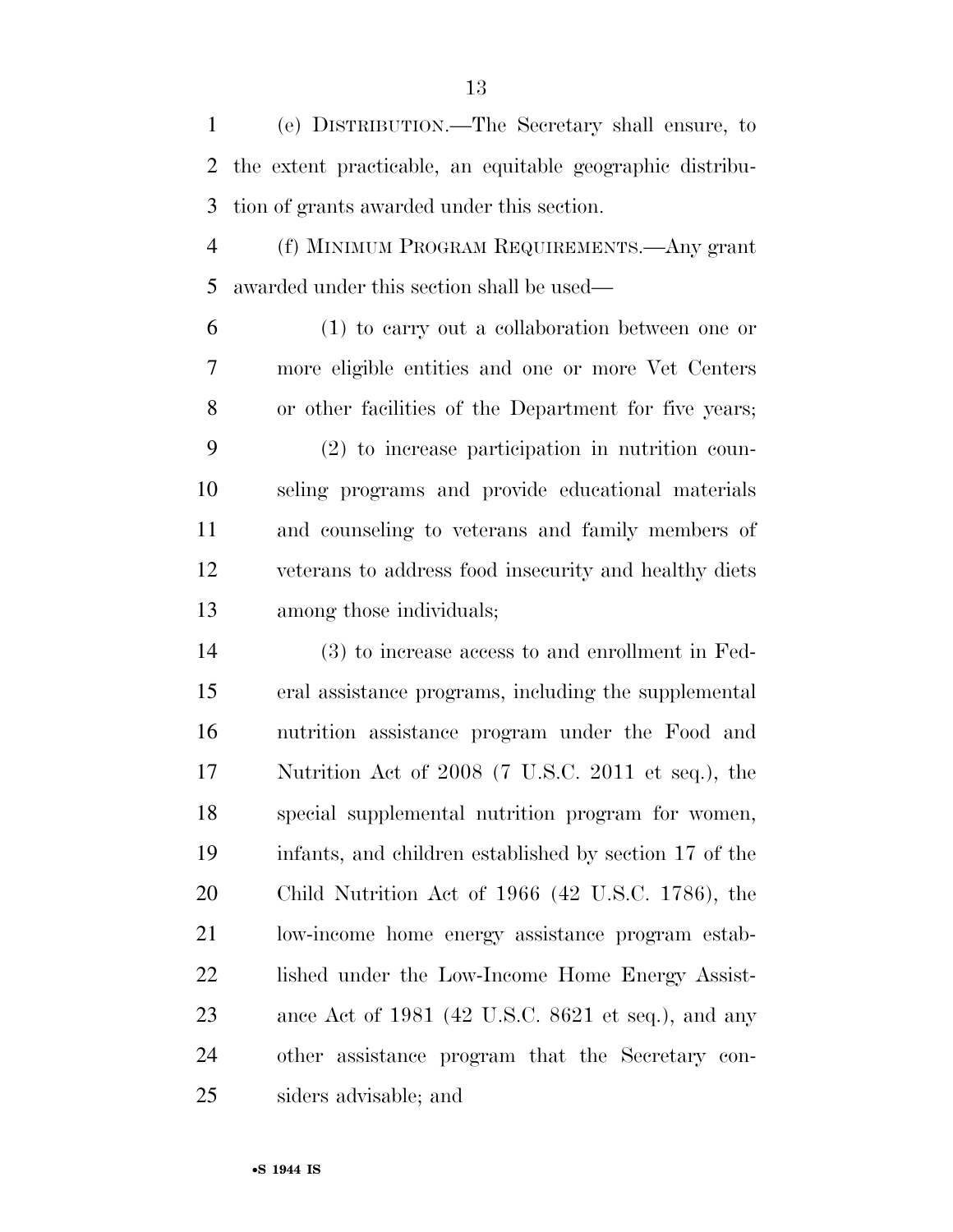(e) DISTRIBUTION.—The Secretary shall ensure, to the extent practicable, an equitable geographic distribution of grants awarded under this section.

(f) MINIMUM PROGRAM REQUIREMENTS.—Any grant awarded under this section shall be used—

(1) to carry out a collaboration between one or more eligible entities and one or more Vet Centers or other facilities of the Department for five years;

(2) to increase participation in nutrition counseling programs and provide educational materials and counseling to veterans and family members of veterans to address food insecurity and healthy diets among those individuals;

(3) to increase access to and enrollment in Federal assistance programs, including the supplemental nutrition assistance program under the Food and Nutrition Act of 2008 (7 U.S.C. 2011 et seq.), the special supplemental nutrition program for women, infants, and children established by section 17 of the Child Nutrition Act of 1966 (42 U.S.C. 1786), the low-income home energy assistance program established under the Low-Income Home Energy Assistance Act of 1981 (42 U.S.C. 8621 et seq.), and any other assistance program that the Secretary considers advisable; and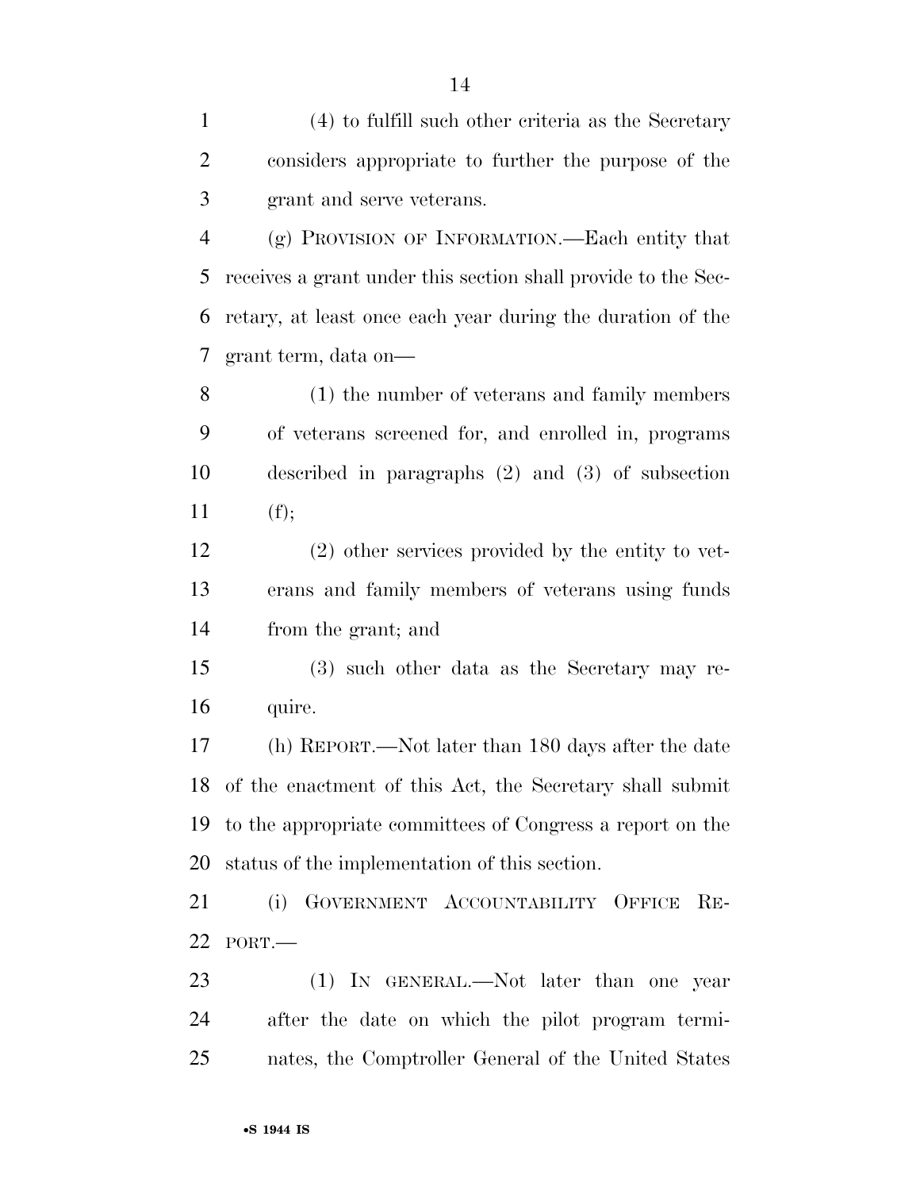(4) to fulfill such other criteria as the Secretary considers appropriate to further the purpose of the grant and serve veterans.

(g) PROVISION OF INFORMATION.—Each entity that receives a grant under this section shall provide to the Secretary, at least once each year during the duration of the grant term, data on—

(1) the number of veterans and family members of veterans screened for, and enrolled in, programs described in paragraphs (2) and (3) of subsection (f);

(2) other services provided by the entity to veterans and family members of veterans using funds from the grant; and

(3) such other data as the Secretary may require.

(h) REPORT.—Not later than 180 days after the date of the enactment of this Act, the Secretary shall submit to the appropriate committees of Congress a report on the status of the implementation of this section.

(i) GOVERNMENT ACCOUNTABILITY OFFICE REPORT.—

(1) IN GENERAL.—Not later than one year after the date on which the pilot program terminates, the Comptroller General of the United States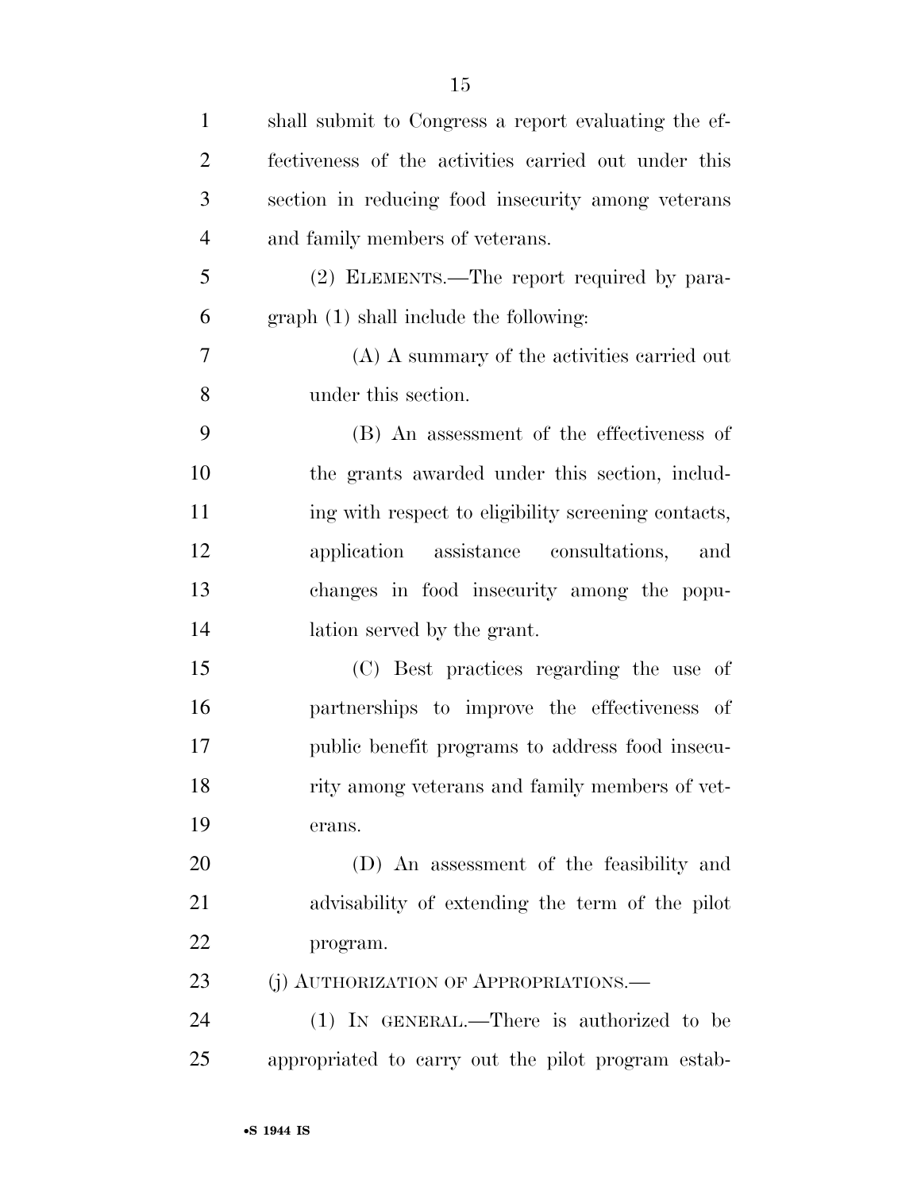shall submit to Congress a report evaluating the effectiveness of the activities carried out under this section in reducing food insecurity among veterans and family members of veterans.

(2) ELEMENTS.—The report required by paragraph (1) shall include the following:

(A) A summary of the activities carried out under this section.

(B) An assessment of the effectiveness of the grants awarded under this section, including with respect to eligibility screening contacts, application assistance consultations, and changes in food insecurity among the population served by the grant.

(C) Best practices regarding the use of partnerships to improve the effectiveness of public benefit programs to address food insecurity among veterans and family members of veterans.

(D) An assessment of the feasibility and advisability of extending the term of the pilot program.

(j) AUTHORIZATION OF APPROPRIATIONS.—

(1) IN GENERAL.—There is authorized to be appropriated to carry out the pilot program estab-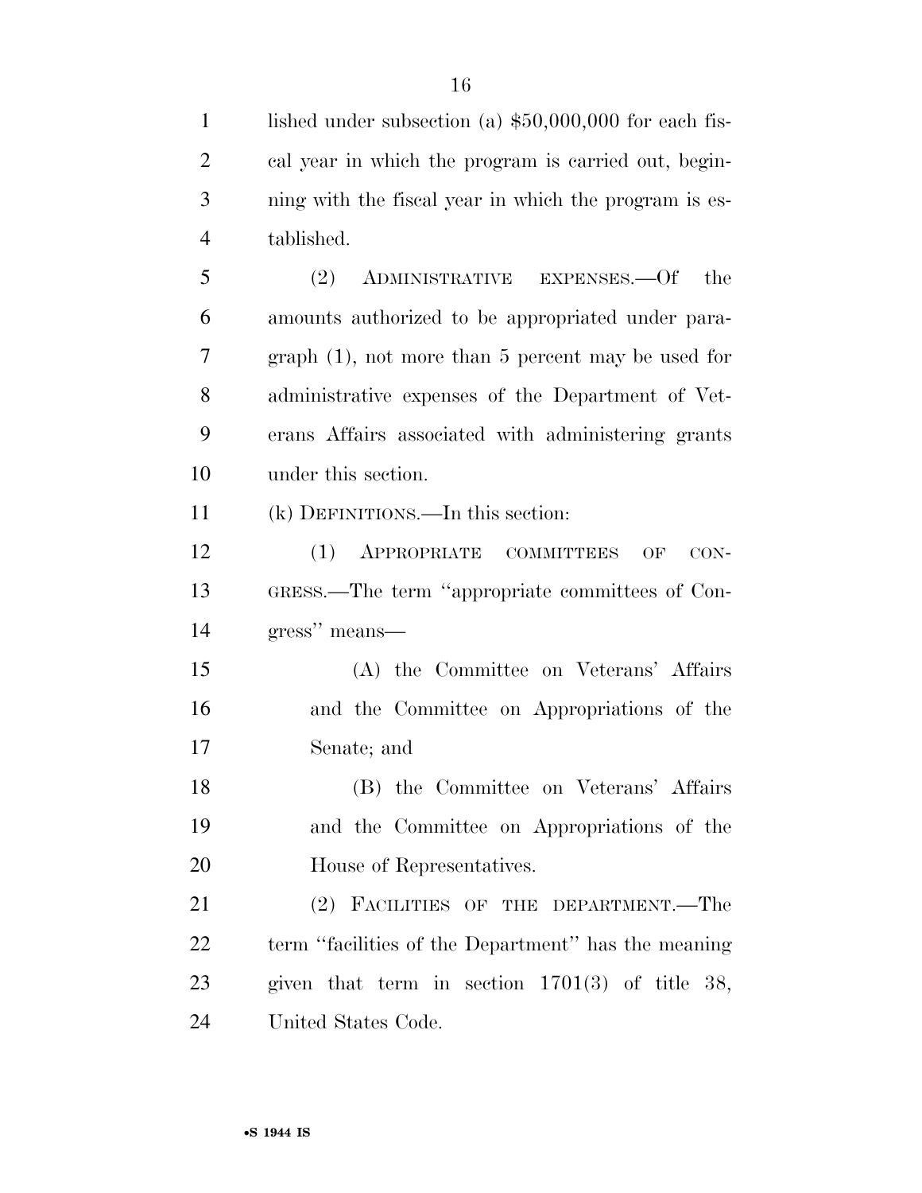lished under subsection (a) $50,000,000 for each fiscal year in which the program is carried out, beginning with the fiscal year in which the program is established.

(2) ADMINISTRATIVE EXPENSES.—Of the amounts authorized to be appropriated under paragraph (1), not more than 5 percent may be used for administrative expenses of the Department of Veterans Affairs associated with administering grants under this section.

(k) DEFINITIONS.—In this section:

(1) APPROPRIATE COMMITTEES OF CONGRESS.—The term ''appropriate committees of Congress'' means—

(A) the Committee on Veterans' Affairs and the Committee on Appropriations of the Senate; and

(B) the Committee on Veterans' Affairs and the Committee on Appropriations of the House of Representatives.

(2) FACILITIES OF THE DEPARTMENT.—The term ''facilities of the Department'' has the meaning given that term in section 1701(3) of title 38, United States Code.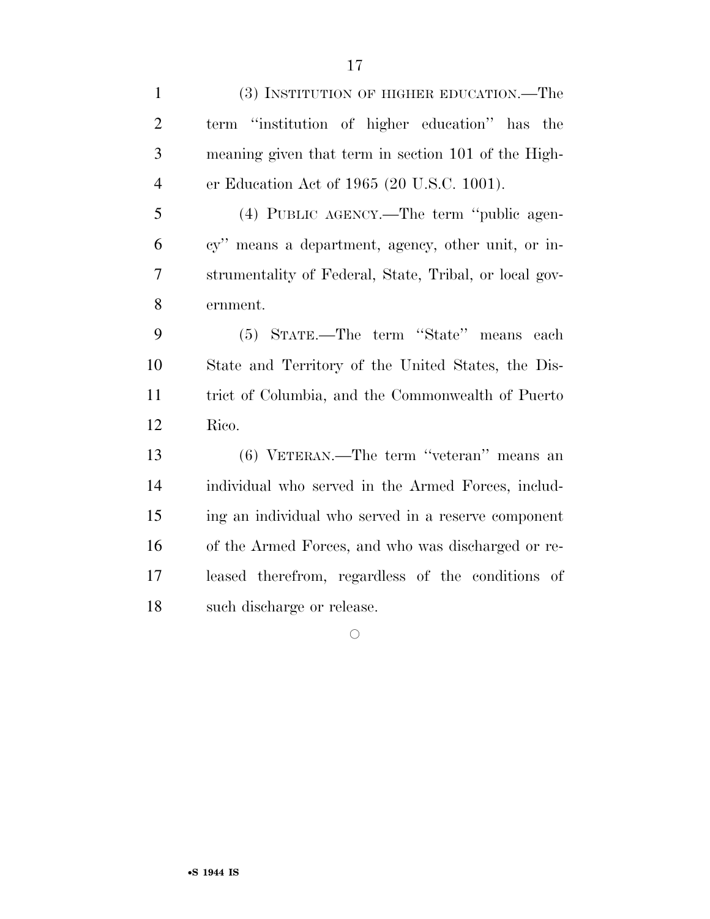(3) INSTITUTION OF HIGHER EDUCATION.—The term ''institution of higher education'' has the meaning given that term in section 101 of the Higher Education Act of 1965 (20 U.S.C. 1001).

(4) PUBLIC AGENCY.—The term ''public agency'' means a department, agency, other unit, or instrumentality of Federal, State, Tribal, or local government.

(5) STATE.—The term ''State'' means each State and Territory of the United States, the District of Columbia, and the Commonwealth of Puerto Rico.

(6) VETERAN.—The term ''veteran'' means an individual who served in the Armed Forces, including an individual who served in a reserve component of the Armed Forces, and who was discharged or released therefrom, regardless of the conditions of such discharge or release.

○